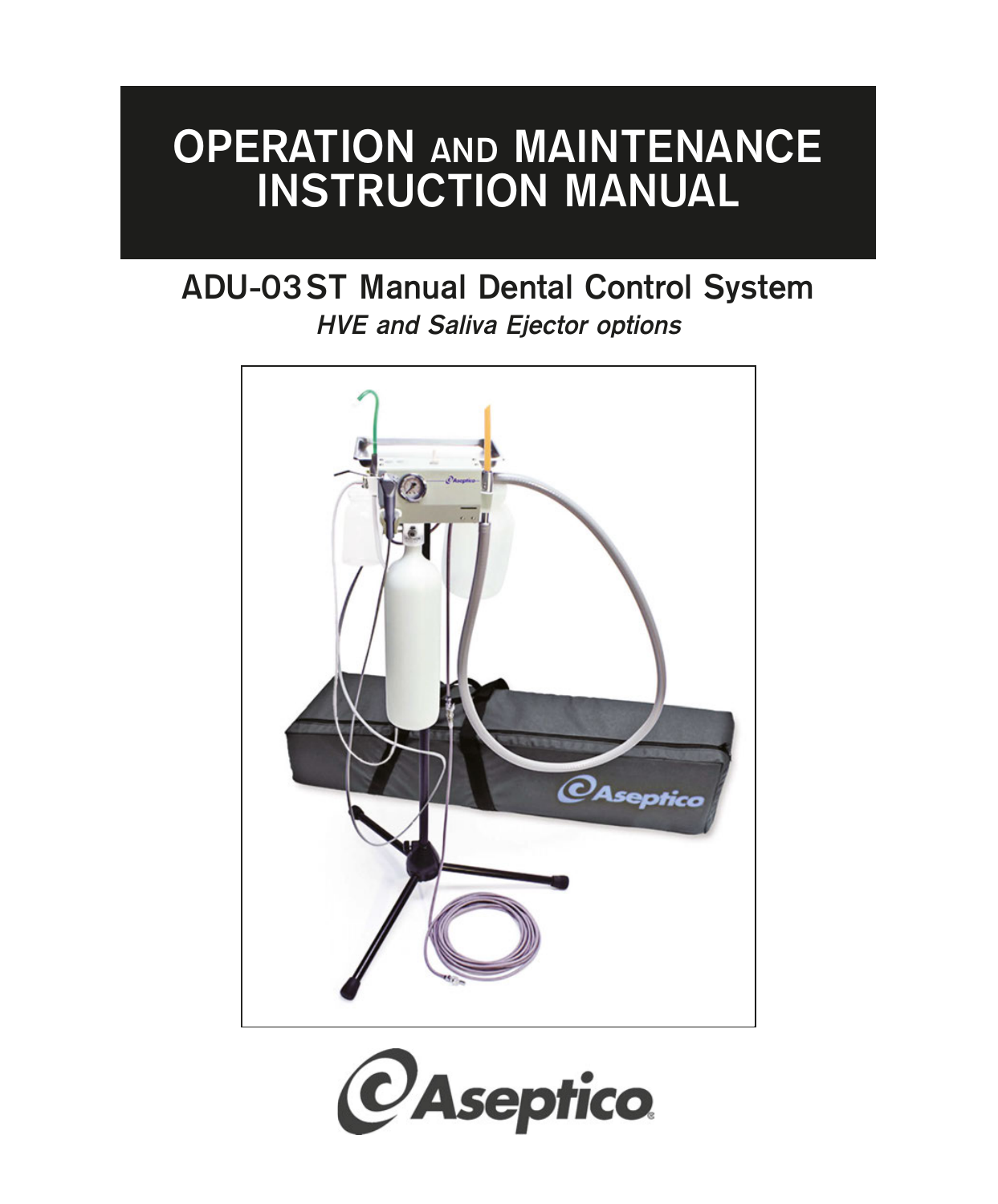# OPERATION AND MAINTENANCE INSTRUCTION MANUAL

## ADU-03ST Manual Dental Control System

*HVE and Saliva Ejector options*

Aseptico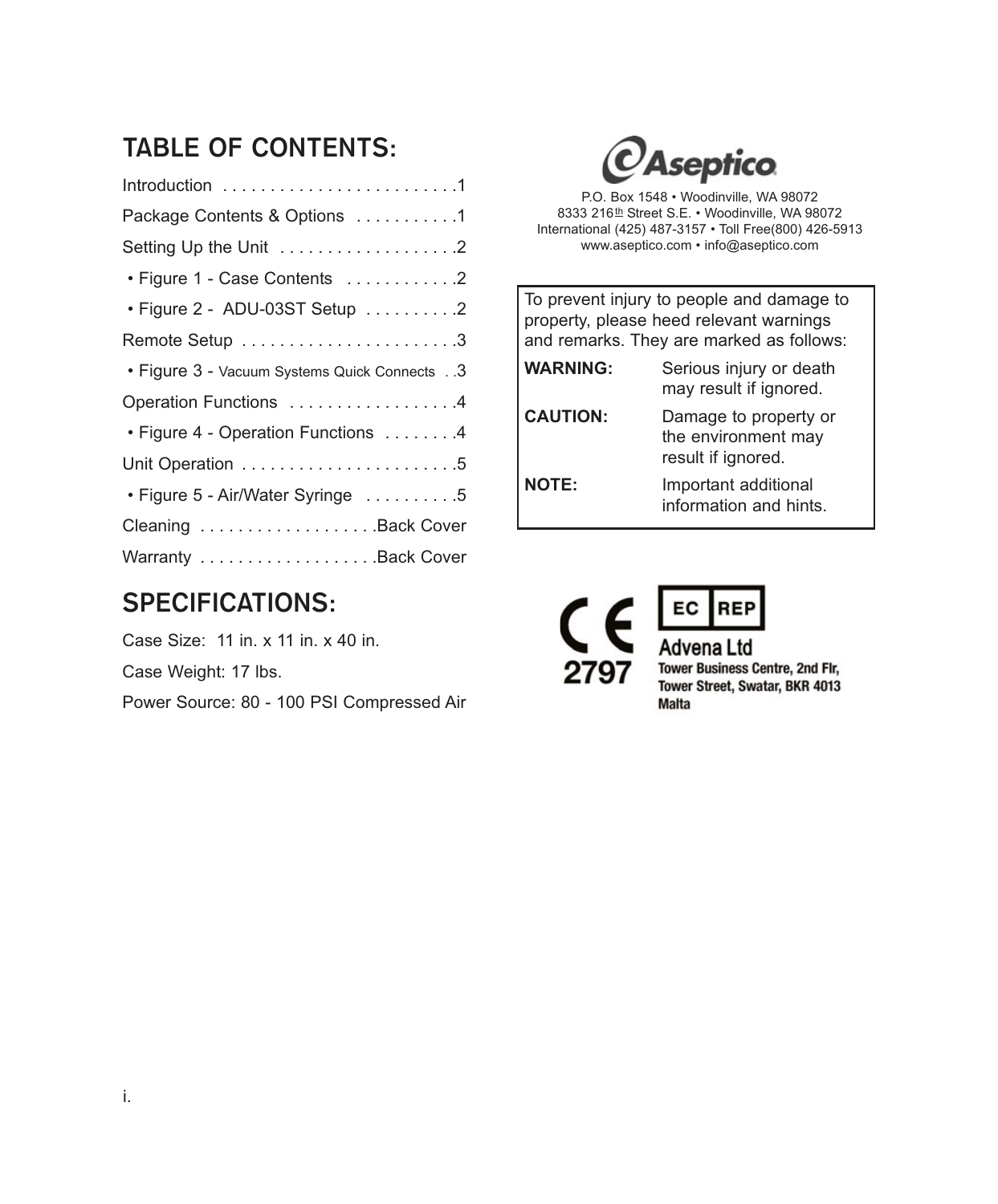## TABLE OF CONTENTS:

| Section | Page |
|---|---|
| Introduction | 1 |
| Package Contents & Options | 1 |
| Setting Up the Unit | 2 |
| • Figure 1 - Case Contents | 2 |
| • Figure 2 - ADU-03ST Setup | 2 |
| Remote Setup | 3 |
| • Figure 3 - Vacuum Systems Quick Connects | 3 |
| Operation Functions | 4 |
| • Figure 4 - Operation Functions | 4 |
| Unit Operation | 5 |
| • Figure 5 - Air/Water Syringe | 5 |
| Cleaning | Back Cover |
| Warranty | Back Cover |

## SPECIFICATIONS:

Case Size: 11 in. x 11 in. x 40 in.

Case Weight: 17 lbs.

Power Source: 80 - 100 PSI Compressed Air

**Aseptico**

P.O. Box 1548 • Woodinville, WA 98072
8333 216th Street S.E. • Woodinville, WA 98072
International (425) 487-3157 • Toll Free(800) 426-5913
www.aseptico.com • info@aseptico.com

To prevent injury to people and damage to property, please heed relevant warnings and remarks. They are marked as follows:

| | |
|---|---|
| **WARNING:** | Serious injury or death may result if ignored. |
| **CAUTION:** | Damage to property or the environment may result if ignored. |
| **NOTE:** | Important additional information and hints. |

CE 2797

EC REP
**Advena Ltd**
**Tower Business Centre, 2nd Flr,**
**Tower Street, Swatar, BKR 4013**
**Malta**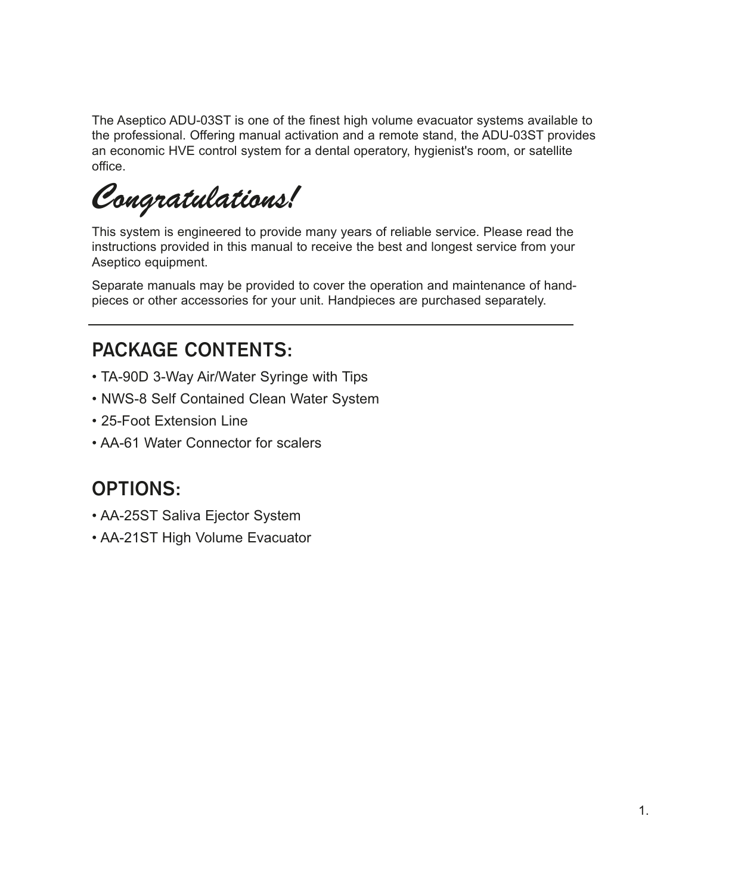The Aseptico ADU-03ST is one of the finest high volume evacuator systems available to the professional. Offering manual activation and a remote stand, the ADU-03ST provides an economic HVE control system for a dental operatory, hygienist's room, or satellite office.

# *Congratulations!*

This system is engineered to provide many years of reliable service. Please read the instructions provided in this manual to receive the best and longest service from your Aseptico equipment.

Separate manuals may be provided to cover the operation and maintenance of handpieces or other accessories for your unit. Handpieces are purchased separately.

---

## PACKAGE CONTENTS:

- TA-90D 3-Way Air/Water Syringe with Tips
- NWS-8 Self Contained Clean Water System
- 25-Foot Extension Line
- AA-61 Water Connector for scalers

## OPTIONS:

- AA-25ST Saliva Ejector System
- AA-21ST High Volume Evacuator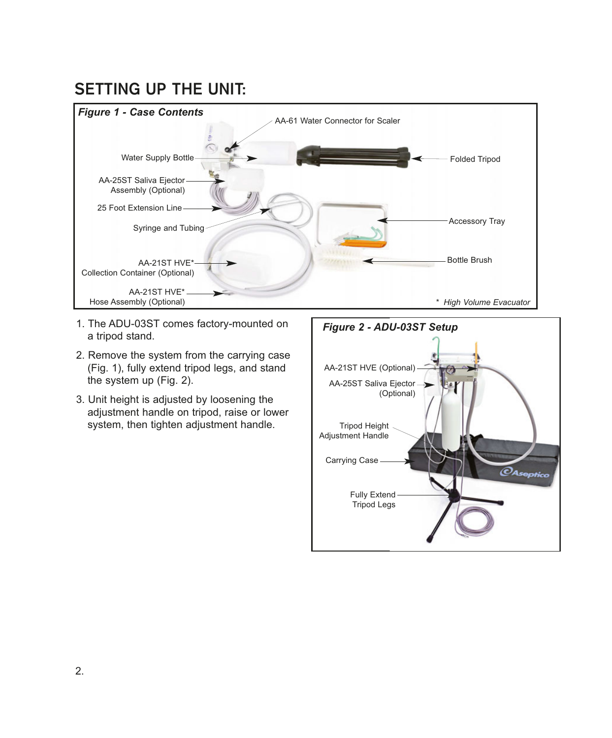## SETTING UP THE UNIT:

*Figure 1 - Case Contents*

AA-61 Water Connector for Scaler

Water Supply Bottle

Folded Tripod

AA-25ST Saliva Ejector Assembly (Optional)

25 Foot Extension Line

Accessory Tray

Syringe and Tubing

Bottle Brush

AA-21ST HVE* Collection Container (Optional)

AA-21ST HVE* Hose Assembly (Optional)

*\* High Volume Evacuator*

1. The ADU-03ST comes factory-mounted on a tripod stand.
2. Remove the system from the carrying case (Fig. 1), fully extend tripod legs, and stand the system up (Fig. 2).
3. Unit height is adjusted by loosening the adjustment handle on tripod, raise or lower system, then tighten adjustment handle.

*Figure 2 - ADU-03ST Setup*

AA-21ST HVE (Optional)

AA-25ST Saliva Ejector (Optional)

Tripod Height Adjustment Handle

Carrying Case

Fully Extend Tripod Legs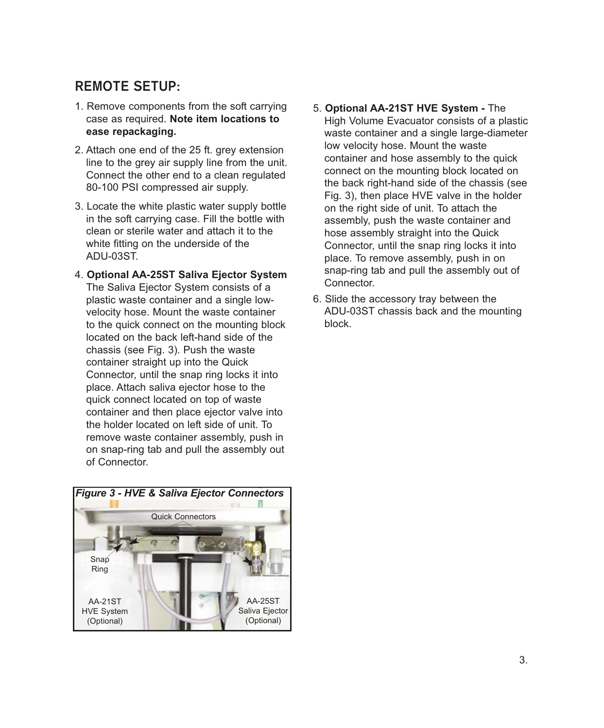## REMOTE SETUP:

1. Remove components from the soft carrying case as required. **Note item locations to ease repackaging.**

2. Attach one end of the 25 ft. grey extension line to the grey air supply line from the unit. Connect the other end to a clean regulated 80-100 PSI compressed air supply.

3. Locate the white plastic water supply bottle in the soft carrying case. Fill the bottle with clean or sterile water and attach it to the white fitting on the underside of the ADU-03ST.

4. **Optional AA-25ST Saliva Ejector System** The Saliva Ejector System consists of a plastic waste container and a single low-velocity hose. Mount the waste container to the quick connect on the mounting block located on the back left-hand side of the chassis (see Fig. 3). Push the waste container straight up into the Quick Connector, until the snap ring locks it into place. Attach saliva ejector hose to the quick connect located on top of waste container and then place ejector valve into the holder located on left side of unit. To remove waste container assembly, push in on snap-ring tab and pull the assembly out of Connector.

*Figure 3 - HVE & Saliva Ejector Connectors*

Quick Connectors

Snap Ring

AA-21ST HVE System (Optional)

AA-25ST Saliva Ejector (Optional)

5. **Optional AA-21ST HVE System -** The High Volume Evacuator consists of a plastic waste container and a single large-diameter low velocity hose. Mount the waste container and hose assembly to the quick connect on the mounting block located on the back right-hand side of the chassis (see Fig. 3), then place HVE valve in the holder on the right side of unit. To attach the assembly, push the waste container and hose assembly straight into the Quick Connector, until the snap ring locks it into place. To remove assembly, push in on snap-ring tab and pull the assembly out of Connector.

6. Slide the accessory tray between the ADU-03ST chassis back and the mounting block.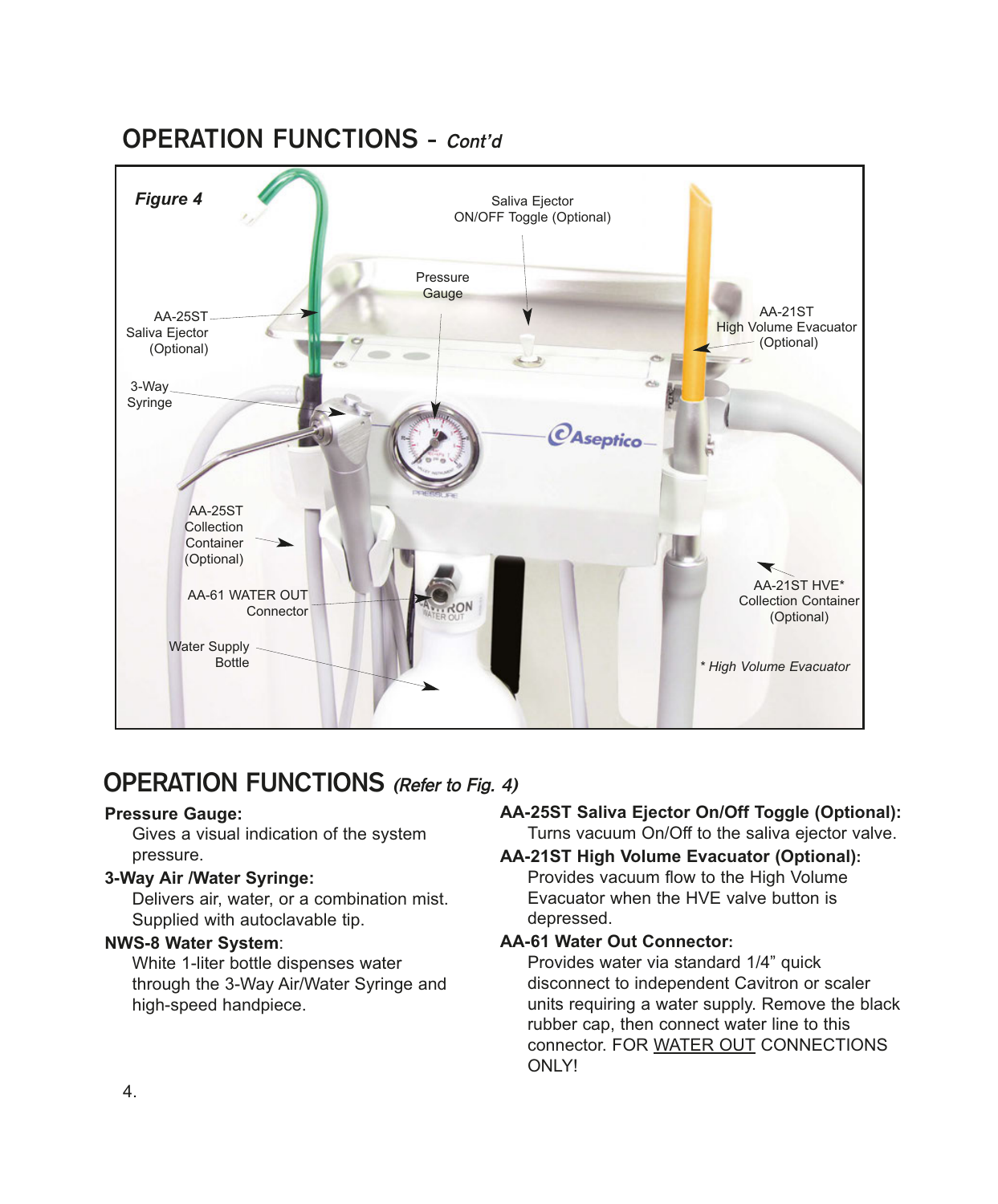## OPERATION FUNCTIONS - *Cont'd*

*Figure 4*

Saliva Ejector ON/OFF Toggle (Optional)

Pressure Gauge

AA-25ST Saliva Ejector (Optional)

AA-21ST High Volume Evacuator (Optional)

3-Way Syringe

AA-25ST Collection Container (Optional)

AA-61 WATER OUT Connector

AA-21ST HVE* Collection Container (Optional)

Water Supply Bottle

*\* High Volume Evacuator*

## OPERATION FUNCTIONS *(Refer to Fig. 4)*

**Pressure Gauge:**
Gives a visual indication of the system pressure.

**3-Way Air /Water Syringe:**
Delivers air, water, or a combination mist. Supplied with autoclavable tip.

**NWS-8 Water System**:
White 1-liter bottle dispenses water through the 3-Way Air/Water Syringe and high-speed handpiece.

**AA-25ST Saliva Ejector On/Off Toggle (Optional):**
Turns vacuum On/Off to the saliva ejector valve.

**AA-21ST High Volume Evacuator (Optional):**
Provides vacuum flow to the High Volume Evacuator when the HVE valve button is depressed.

**AA-61 Water Out Connector:**
Provides water via standard 1/4" quick disconnect to independent Cavitron or scaler units requiring a water supply. Remove the black rubber cap, then connect water line to this connector. FOR WATER OUT CONNECTIONS ONLY!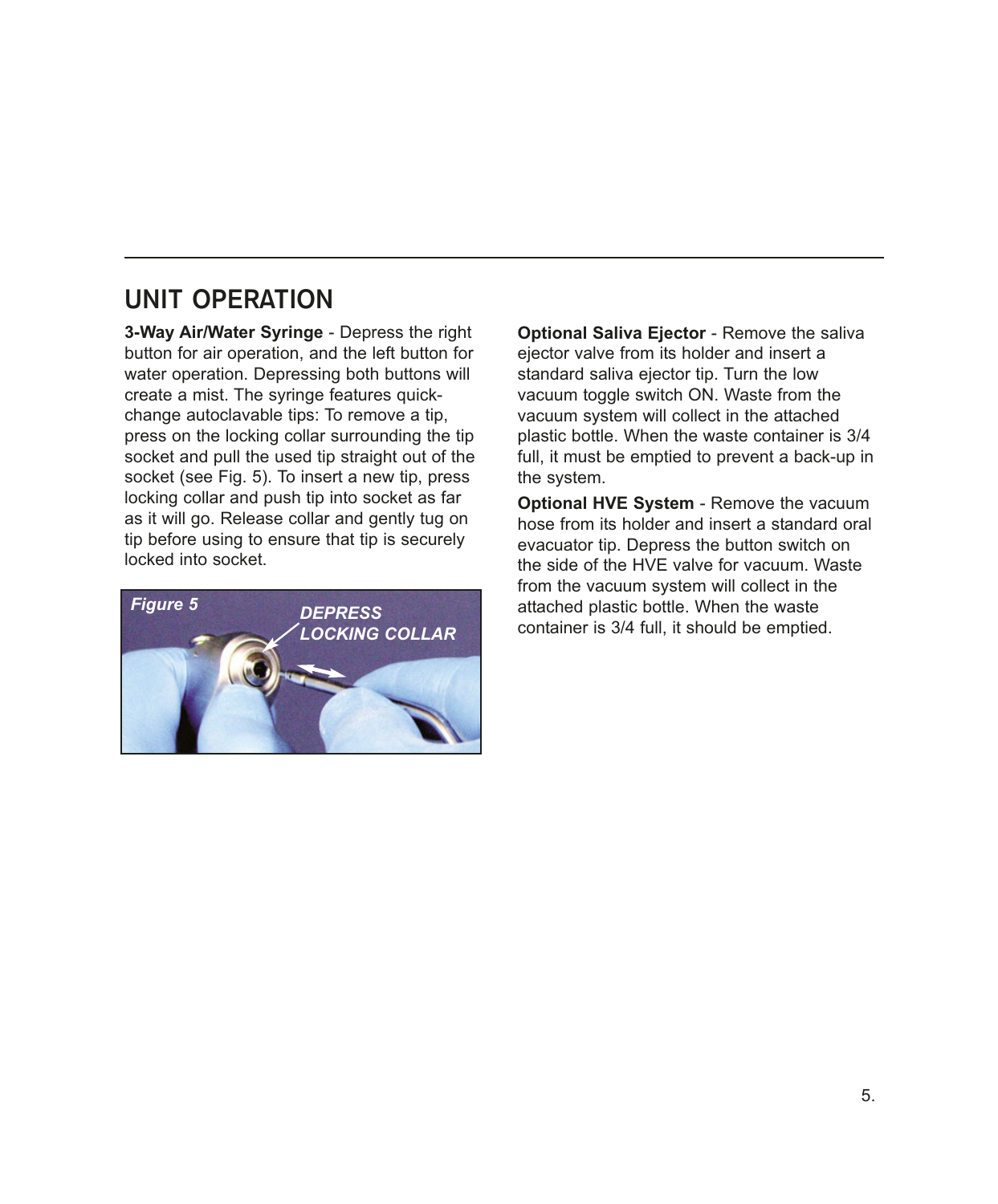## UNIT OPERATION

**3-Way Air/Water Syringe** - Depress the right button for air operation, and the left button for water operation. Depressing both buttons will create a mist. The syringe features quick-change autoclavable tips: To remove a tip, press on the locking collar surrounding the tip socket and pull the used tip straight out of the socket (see Fig. 5). To insert a new tip, press locking collar and push tip into socket as far as it will go. Release collar and gently tug on tip before using to ensure that tip is securely locked into socket.

*Figure 5* — *DEPRESS LOCKING COLLAR*

**Optional Saliva Ejector** - Remove the saliva ejector valve from its holder and insert a standard saliva ejector tip. Turn the low vacuum toggle switch ON. Waste from the vacuum system will collect in the attached plastic bottle. When the waste container is 3/4 full, it must be emptied to prevent a back-up in the system.

**Optional HVE System** - Remove the vacuum hose from its holder and insert a standard oral evacuator tip. Depress the button switch on the side of the HVE valve for vacuum. Waste from the vacuum system will collect in the attached plastic bottle. When the waste container is 3/4 full, it should be emptied.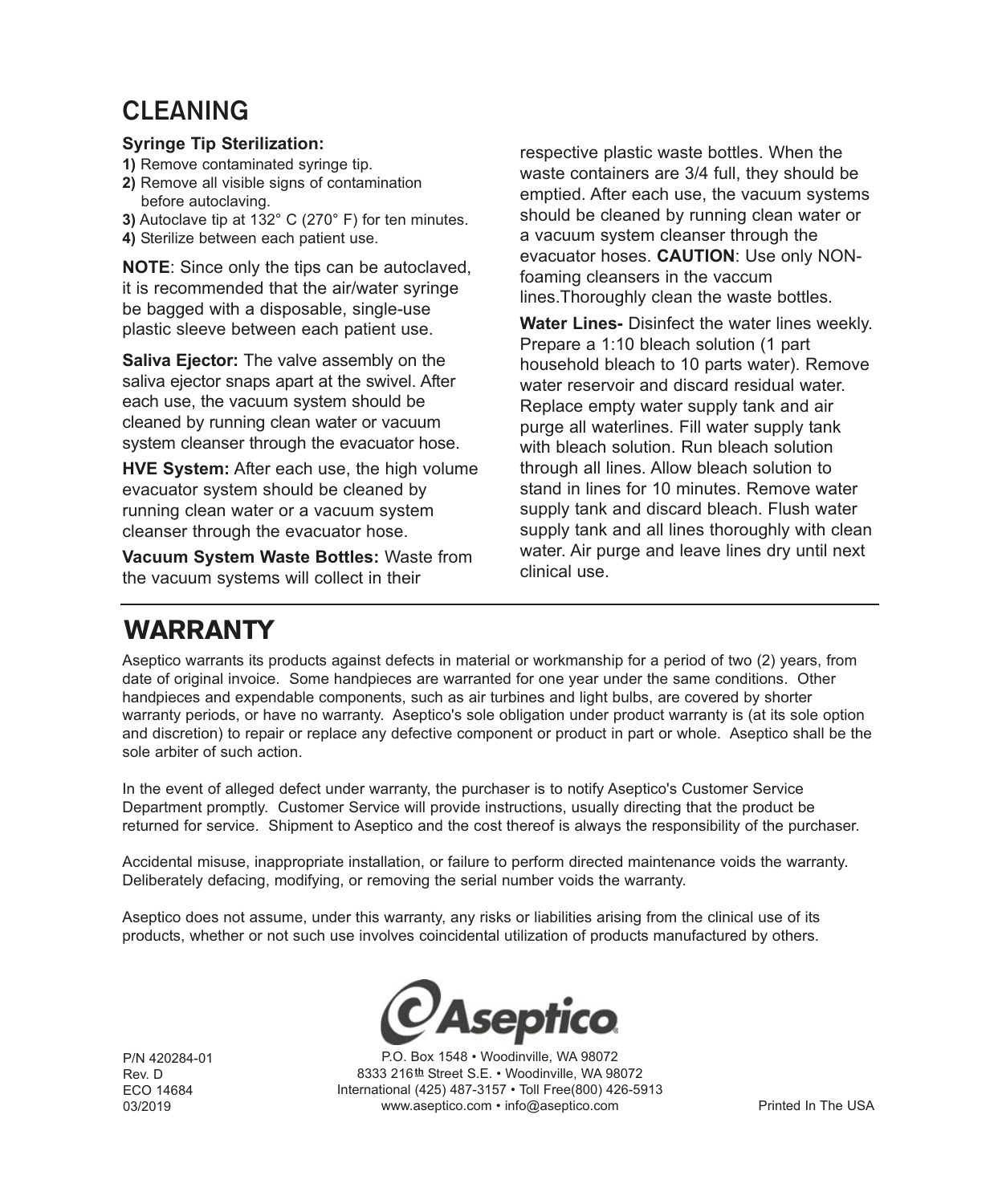# CLEANING

**Syringe Tip Sterilization:**

**1)** Remove contaminated syringe tip.
**2)** Remove all visible signs of contamination before autoclaving.
**3)** Autoclave tip at 132° C (270° F) for ten minutes.
**4)** Sterilize between each patient use.

**NOTE**: Since only the tips can be autoclaved, it is recommended that the air/water syringe be bagged with a disposable, single-use plastic sleeve between each patient use.

**Saliva Ejector:** The valve assembly on the saliva ejector snaps apart at the swivel. After each use, the vacuum system should be cleaned by running clean water or vacuum system cleanser through the evacuator hose.

**HVE System:** After each use, the high volume evacuator system should be cleaned by running clean water or a vacuum system cleanser through the evacuator hose.

**Vacuum System Waste Bottles:** Waste from the vacuum systems will collect in their respective plastic waste bottles. When the waste containers are 3/4 full, they should be emptied. After each use, the vacuum systems should be cleaned by running clean water or a vacuum system cleanser through the evacuator hoses. **CAUTION**: Use only NON-foaming cleansers in the vaccum lines.Thoroughly clean the waste bottles.

**Water Lines-** Disinfect the water lines weekly. Prepare a 1:10 bleach solution (1 part household bleach to 10 parts water). Remove water reservoir and discard residual water. Replace empty water supply tank and air purge all waterlines. Fill water supply tank with bleach solution. Run bleach solution through all lines. Allow bleach solution to stand in lines for 10 minutes. Remove water supply tank and discard bleach. Flush water supply tank and all lines thoroughly with clean water. Air purge and leave lines dry until next clinical use.

# WARRANTY

Aseptico warrants its products against defects in material or workmanship for a period of two (2) years, from date of original invoice. Some handpieces are warranted for one year under the same conditions. Other handpieces and expendable components, such as air turbines and light bulbs, are covered by shorter warranty periods, or have no warranty. Aseptico's sole obligation under product warranty is (at its sole option and discretion) to repair or replace any defective component or product in part or whole. Aseptico shall be the sole arbiter of such action.

In the event of alleged defect under warranty, the purchaser is to notify Aseptico's Customer Service Department promptly. Customer Service will provide instructions, usually directing that the product be returned for service. Shipment to Aseptico and the cost thereof is always the responsibility of the purchaser.

Accidental misuse, inappropriate installation, or failure to perform directed maintenance voids the warranty. Deliberately defacing, modifying, or removing the serial number voids the warranty.

Aseptico does not assume, under this warranty, any risks or liabilities arising from the clinical use of its products, whether or not such use involves coincidental utilization of products manufactured by others.

Aseptico

P.O. Box 1548 • Woodinville, WA 98072
8333 216th Street S.E. • Woodinville, WA 98072
International (425) 487-3157 • Toll Free(800) 426-5913
www.aseptico.com • info@aseptico.com

P/N 420284-01
Rev. D
ECO 14684
03/2019

Printed In The USA